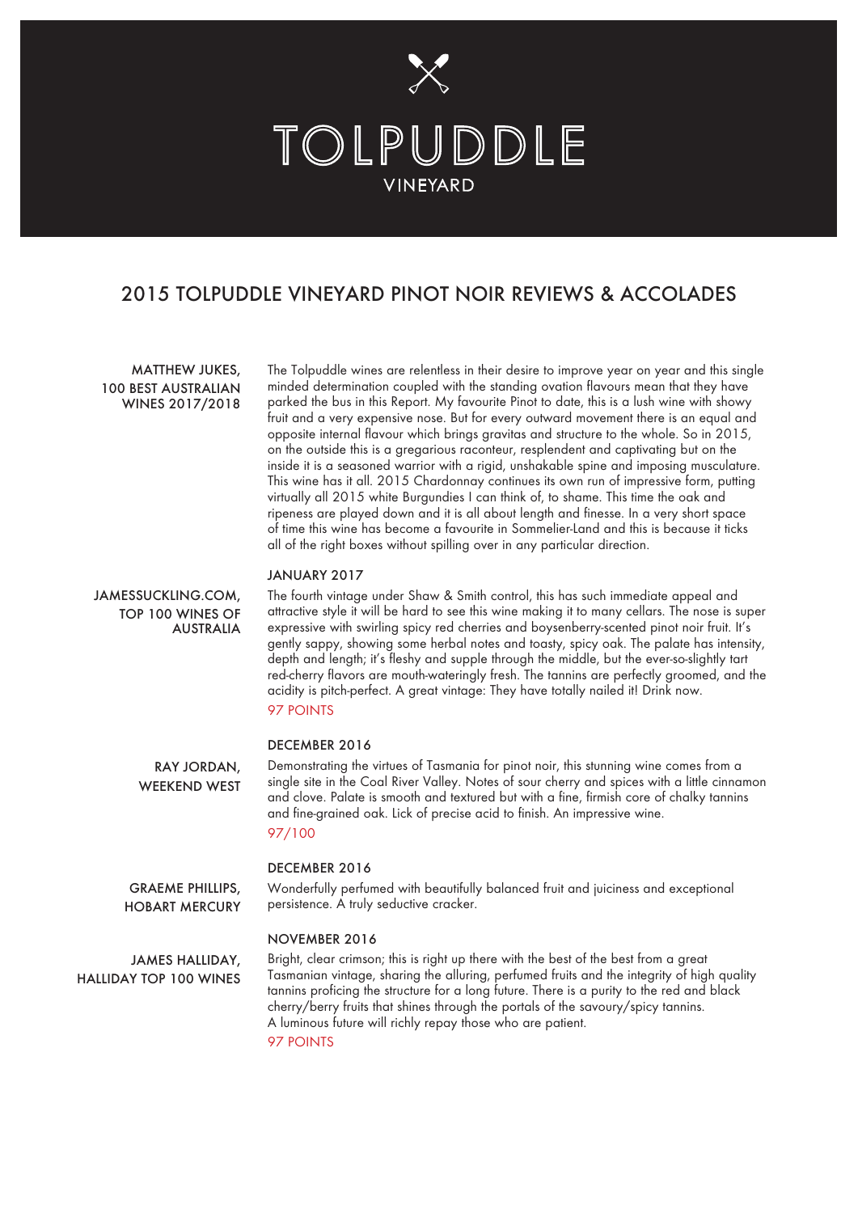# TOLPUDDLE

VINEYARD

## 2015 TOLPUDDLE VINEYARD PINOT NOIR REVIEWS & ACCOLADES

**MATTHEW JUKES, 100 BEST AUSTRALIAN WINES 2017/2018**

The Tolpuddle wines are relentless in their desire to improve year on year and this single minded determination coupled with the standing ovation flavours mean that they have parked the bus in this Report. My favourite Pinot to date, this is a lush wine with showy fruit and a very expensive nose. But for every outward movement there is an equal and opposite internal flavour which brings gravitas and structure to the whole. So in 2015, on the outside this is a gregarious raconteur, resplendent and captivating but on the inside it is a seasoned warrior with a rigid, unshakable spine and imposing musculature. This wine has it all. 2015 Chardonnay continues its own run of impressive form, putting virtually all 2015 white Burgundies I can think of, to shame. This time the oak and ripeness are played down and it is all about length and finesse. In a very short space of time this wine has become a favourite in Sommelier-Land and this is because it ticks all of the right boxes without spilling over in any particular direction.

**JAMESSUCKLING.COM, TOP 100 WINES OF AUSTRALIA**

JANUARY 2017

The fourth vintage under Shaw & Smith control, this has such immediate appeal and attractive style it will be hard to see this wine making it to many cellars. The nose is super expressive with swirling spicy red cherries and boysenberry-scented pinot noir fruit. It's gently sappy, showing some herbal notes and toasty, spicy oak. The palate has intensity, depth and length; it's fleshy and supple through the middle, but the ever-so-slightly tart red-cherry flavors are mouth-wateringly fresh. The tannins are perfectly groomed, and the acidity is pitch-perfect. A great vintage: They have totally nailed it! Drink now.

97 POINTS

**RAY JORDAN, WEEKEND WEST**

DECEMBER 2016

Demonstrating the virtues of Tasmania for pinot noir, this stunning wine comes from a single site in the Coal River Valley. Notes of sour cherry and spices with a little cinnamon and clove. Palate is smooth and textured but with a fine, firmish core of chalky tannins and fine-grained oak. Lick of precise acid to finish. An impressive wine.

97/100

**GRAEME PHILLIPS, HOBART MERCURY**

DECEMBER 2016

Wonderfully perfumed with beautifully balanced fruit and juiciness and exceptional persistence. A truly seductive cracker.

**JAMES HALLIDAY, HALLIDAY TOP 100 WINES**

NOVEMBER 2016

Bright, clear crimson; this is right up there with the best of the best from a great Tasmanian vintage, sharing the alluring, perfumed fruits and the integrity of high quality tannins proficing the structure for a long future. There is a purity to the red and black cherry/berry fruits that shines through the portals of the savoury/spicy tannins. A luminous future will richly repay those who are patient.

97 POINTS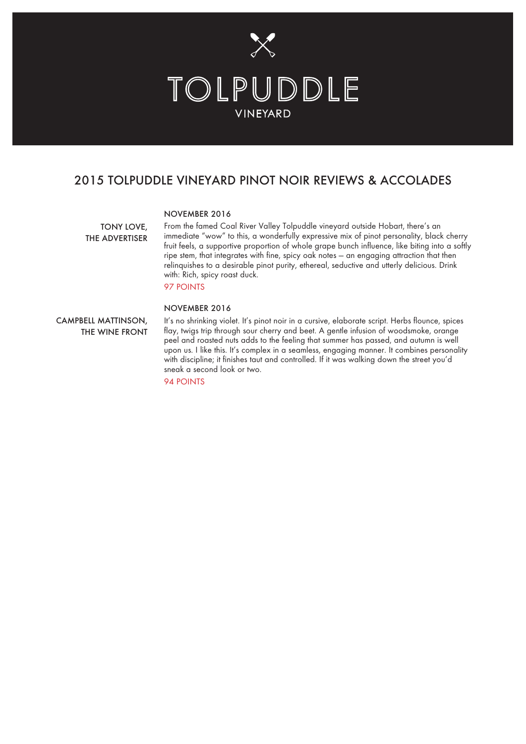# TOLPUDDLE

VINEYARD

## 2015 TOLPUDDLE VINEYARD PINOT NOIR REVIEWS & ACCOLADES

**TONY LOVE, THE ADVERTISER**

NOVEMBER 2016

From the famed Coal River Valley Tolpuddle vineyard outside Hobart, there's an immediate "wow" to this, a wonderfully expressive mix of pinot personality, black cherry fruit feels, a supportive proportion of whole grape bunch influence, like biting into a softly ripe stem, that integrates with fine, spicy oak notes – an engaging attraction that then relinquishes to a desirable pinot purity, ethereal, seductive and utterly delicious. Drink with: Rich, spicy roast duck.

97 POINTS

**CAMPBELL MATTINSON, THE WINE FRONT**

NOVEMBER 2016

It's no shrinking violet. It's pinot noir in a cursive, elaborate script. Herbs flounce, spices flay, twigs trip through sour cherry and beet. A gentle infusion of woodsmoke, orange peel and roasted nuts adds to the feeling that summer has passed, and autumn is well upon us. I like this. It's complex in a seamless, engaging manner. It combines personality with discipline; it finishes taut and controlled. If it was walking down the street you'd sneak a second look or two.

94 POINTS